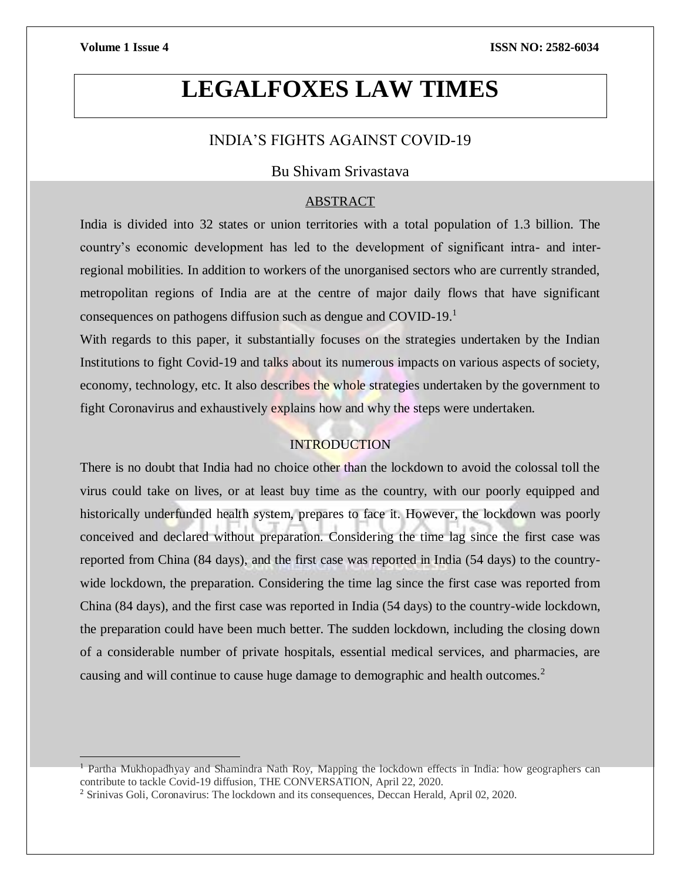# LEGALFOXES LAW TIMES

## INDIA'S FIGHTS AGAINST COVID-19

Bu Shivam Srivastava

### ABSTRACT

India is divided into 32 states or union territories with a total population of 1.3 billion. The country's economic development has led to the development of significant intra- and inter-regional mobilities. In addition to workers of the unorganised sectors who are currently stranded, metropolitan regions of India are at the centre of major daily flows that have significant consequences on pathogens diffusion such as dengue and COVID-19.[1]

With regards to this paper, it substantially focuses on the strategies undertaken by the Indian Institutions to fight Covid-19 and talks about its numerous impacts on various aspects of society, economy, technology, etc. It also describes the whole strategies undertaken by the government to fight Coronavirus and exhaustively explains how and why the steps were undertaken.

### INTRODUCTION

There is no doubt that India had no choice other than the lockdown to avoid the colossal toll the virus could take on lives, or at least buy time as the country, with our poorly equipped and historically underfunded health system, prepares to face it. However, the lockdown was poorly conceived and declared without preparation. Considering the time lag since the first case was reported from China (84 days), and the first case was reported in India (54 days) to the country-wide lockdown, the preparation. Considering the time lag since the first case was reported from China (84 days), and the first case was reported in India (54 days) to the country-wide lockdown, the preparation could have been much better. The sudden lockdown, including the closing down of a considerable number of private hospitals, essential medical services, and pharmacies, are causing and will continue to cause huge damage to demographic and health outcomes.[2]

---

[1] Partha Mukhopadhyay and Shamindra Nath Roy, Mapping the lockdown effects in India: how geographers can contribute to tackle Covid-19 diffusion, THE CONVERSATION, April 22, 2020.

[2] Srinivas Goli, Coronavirus: The lockdown and its consequences, Deccan Herald, April 02, 2020.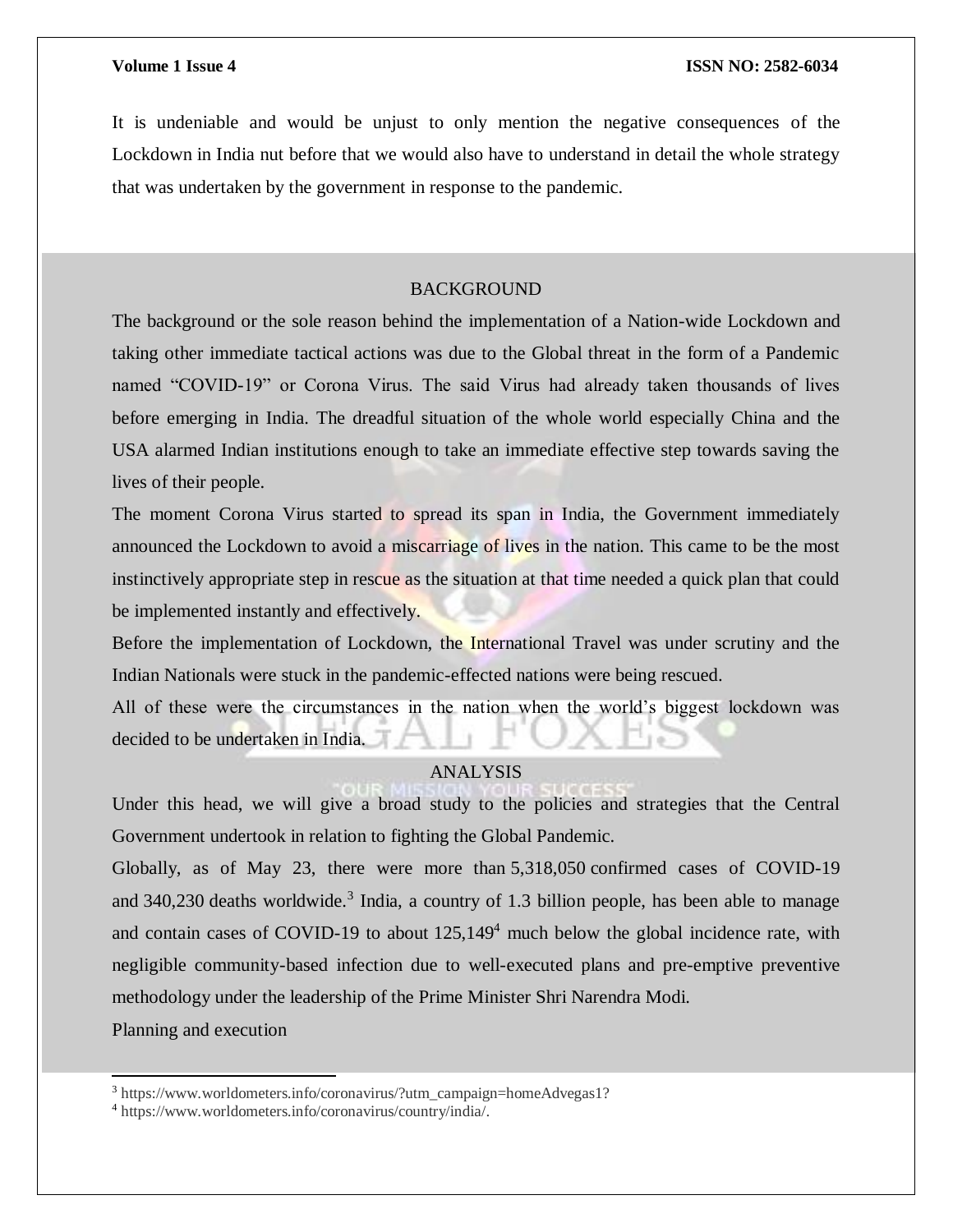It is undeniable and would be unjust to only mention the negative consequences of the Lockdown in India nut before that we would also have to understand in detail the whole strategy that was undertaken by the government in response to the pandemic.

## BACKGROUND

The background or the sole reason behind the implementation of a Nation-wide Lockdown and taking other immediate tactical actions was due to the Global threat in the form of a Pandemic named "COVID-19" or Corona Virus. The said Virus had already taken thousands of lives before emerging in India. The dreadful situation of the whole world especially China and the USA alarmed Indian institutions enough to take an immediate effective step towards saving the lives of their people.

The moment Corona Virus started to spread its span in India, the Government immediately announced the Lockdown to avoid a miscarriage of lives in the nation. This came to be the most instinctively appropriate step in rescue as the situation at that time needed a quick plan that could be implemented instantly and effectively.

Before the implementation of Lockdown, the International Travel was under scrutiny and the Indian Nationals were stuck in the pandemic-effected nations were being rescued.

All of these were the circumstances in the nation when the world's biggest lockdown was decided to be undertaken in India.

## ANALYSIS

Under this head, we will give a broad study to the policies and strategies that the Central Government undertook in relation to fighting the Global Pandemic.

Globally, as of May 23, there were more than 5,318,050 confirmed cases of COVID-19 and 340,230 deaths worldwide.[3] India, a country of 1.3 billion people, has been able to manage and contain cases of COVID-19 to about 125,149[4] much below the global incidence rate, with negligible community-based infection due to well-executed plans and pre-emptive preventive methodology under the leadership of the Prime Minister Shri Narendra Modi.

Planning and execution

---

[3] https://www.worldometers.info/coronavirus/?utm_campaign=homeAdvegas1?

[4] https://www.worldometers.info/coronavirus/country/india/.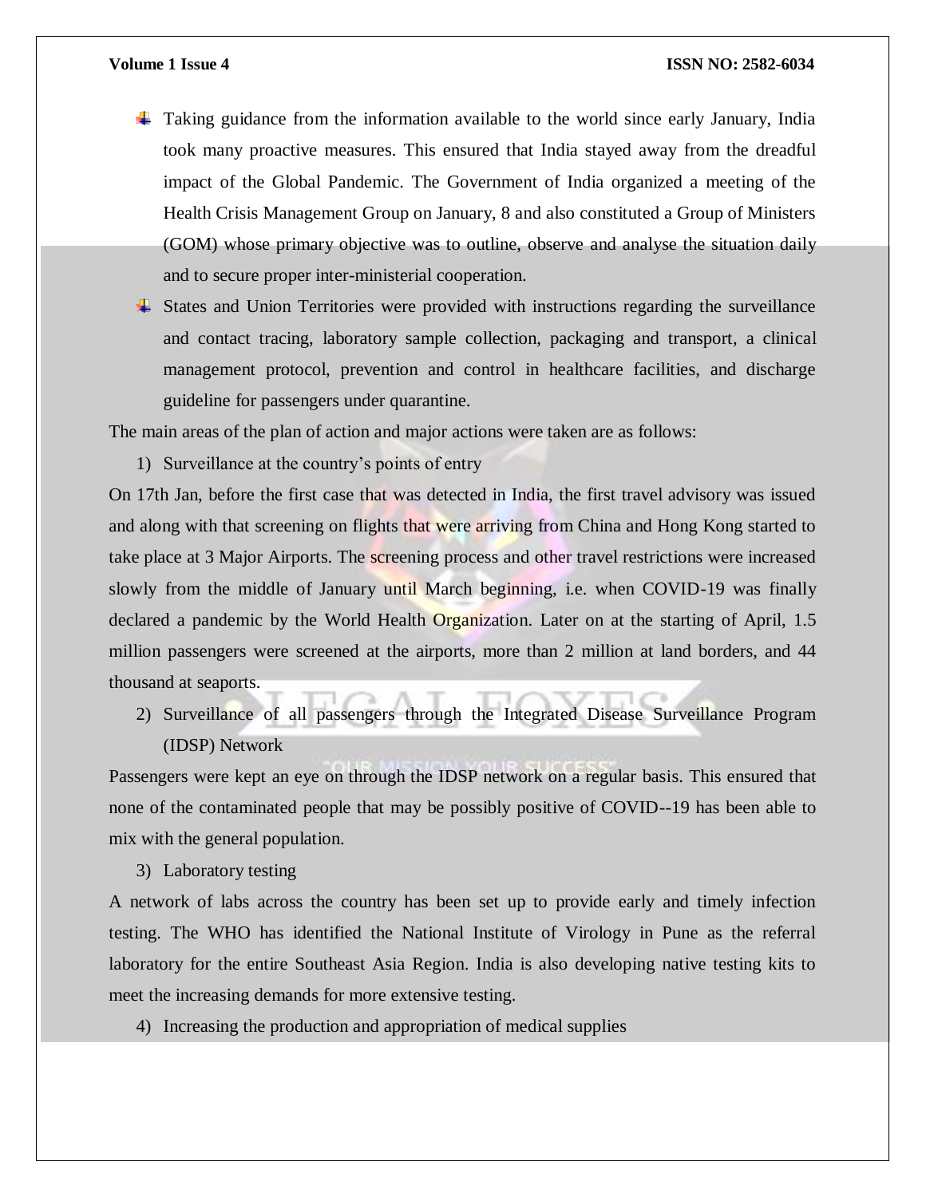- Taking guidance from the information available to the world since early January, India took many proactive measures. This ensured that India stayed away from the dreadful impact of the Global Pandemic. The Government of India organized a meeting of the Health Crisis Management Group on January, 8 and also constituted a Group of Ministers (GOM) whose primary objective was to outline, observe and analyse the situation daily and to secure proper inter-ministerial cooperation.
- States and Union Territories were provided with instructions regarding the surveillance and contact tracing, laboratory sample collection, packaging and transport, a clinical management protocol, prevention and control in healthcare facilities, and discharge guideline for passengers under quarantine.

The main areas of the plan of action and major actions were taken are as follows:

1) Surveillance at the country's points of entry

On 17th Jan, before the first case that was detected in India, the first travel advisory was issued and along with that screening on flights that were arriving from China and Hong Kong started to take place at 3 Major Airports. The screening process and other travel restrictions were increased slowly from the middle of January until March beginning, i.e. when COVID-19 was finally declared a pandemic by the World Health Organization. Later on at the starting of April, 1.5 million passengers were screened at the airports, more than 2 million at land borders, and 44 thousand at seaports.

2) Surveillance of all passengers through the Integrated Disease Surveillance Program (IDSP) Network

Passengers were kept an eye on through the IDSP network on a regular basis. This ensured that none of the contaminated people that may be possibly positive of COVID--19 has been able to mix with the general population.

3) Laboratory testing

A network of labs across the country has been set up to provide early and timely infection testing. The WHO has identified the National Institute of Virology in Pune as the referral laboratory for the entire Southeast Asia Region. India is also developing native testing kits to meet the increasing demands for more extensive testing.

4) Increasing the production and appropriation of medical supplies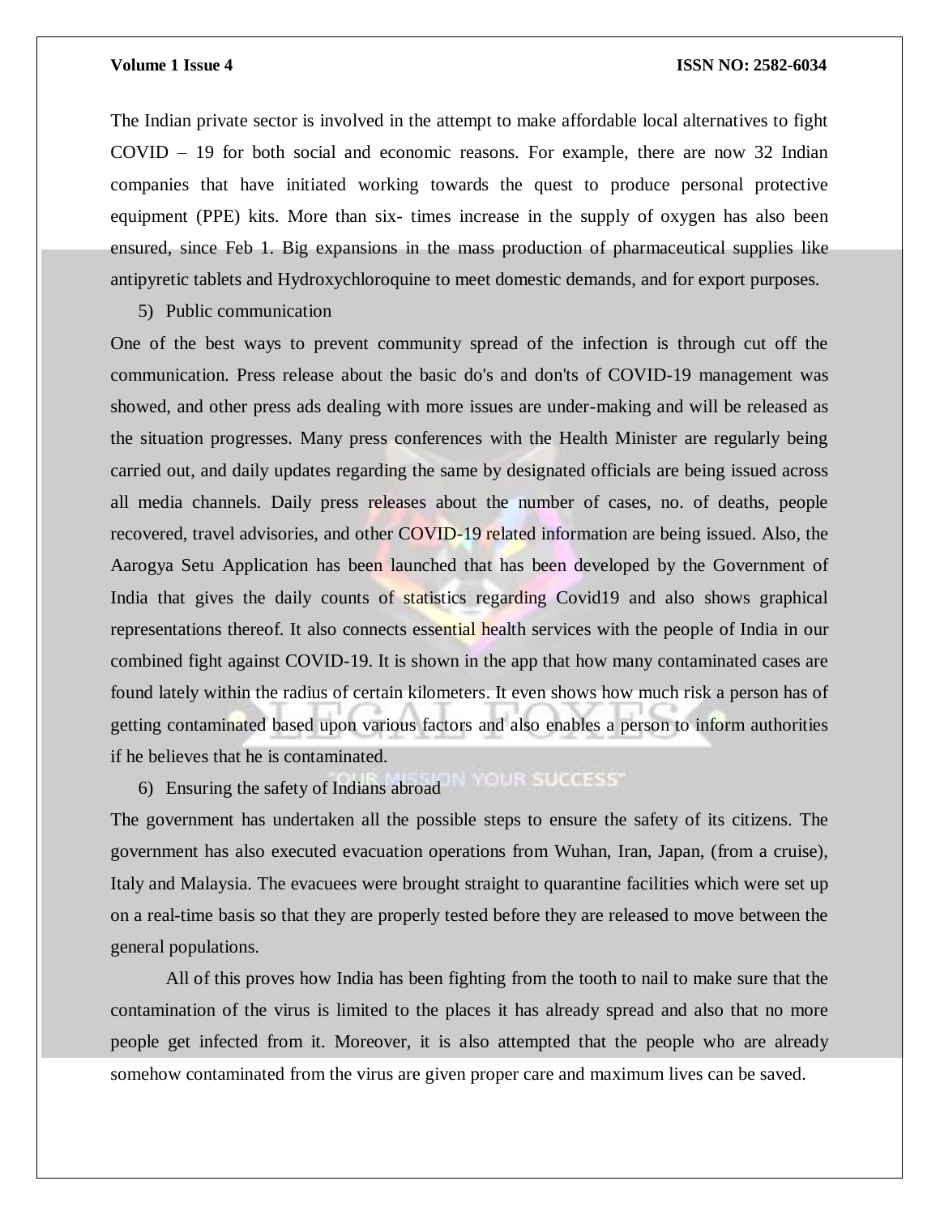The Indian private sector is involved in the attempt to make affordable local alternatives to fight COVID – 19 for both social and economic reasons. For example, there are now 32 Indian companies that have initiated working towards the quest to produce personal protective equipment (PPE) kits. More than six- times increase in the supply of oxygen has also been ensured, since Feb 1. Big expansions in the mass production of pharmaceutical supplies like antipyretic tablets and Hydroxychloroquine to meet domestic demands, and for export purposes.

5) Public communication

One of the best ways to prevent community spread of the infection is through cut off the communication. Press release about the basic do's and don'ts of COVID-19 management was showed, and other press ads dealing with more issues are under-making and will be released as the situation progresses. Many press conferences with the Health Minister are regularly being carried out, and daily updates regarding the same by designated officials are being issued across all media channels. Daily press releases about the number of cases, no. of deaths, people recovered, travel advisories, and other COVID-19 related information are being issued. Also, the Aarogya Setu Application has been launched that has been developed by the Government of India that gives the daily counts of statistics regarding Covid19 and also shows graphical representations thereof. It also connects essential health services with the people of India in our combined fight against COVID-19. It is shown in the app that how many contaminated cases are found lately within the radius of certain kilometers. It even shows how much risk a person has of getting contaminated based upon various factors and also enables a person to inform authorities if he believes that he is contaminated.

6) Ensuring the safety of Indians abroad

The government has undertaken all the possible steps to ensure the safety of its citizens. The government has also executed evacuation operations from Wuhan, Iran, Japan, (from a cruise), Italy and Malaysia. The evacuees were brought straight to quarantine facilities which were set up on a real-time basis so that they are properly tested before they are released to move between the general populations.

All of this proves how India has been fighting from the tooth to nail to make sure that the contamination of the virus is limited to the places it has already spread and also that no more people get infected from it. Moreover, it is also attempted that the people who are already somehow contaminated from the virus are given proper care and maximum lives can be saved.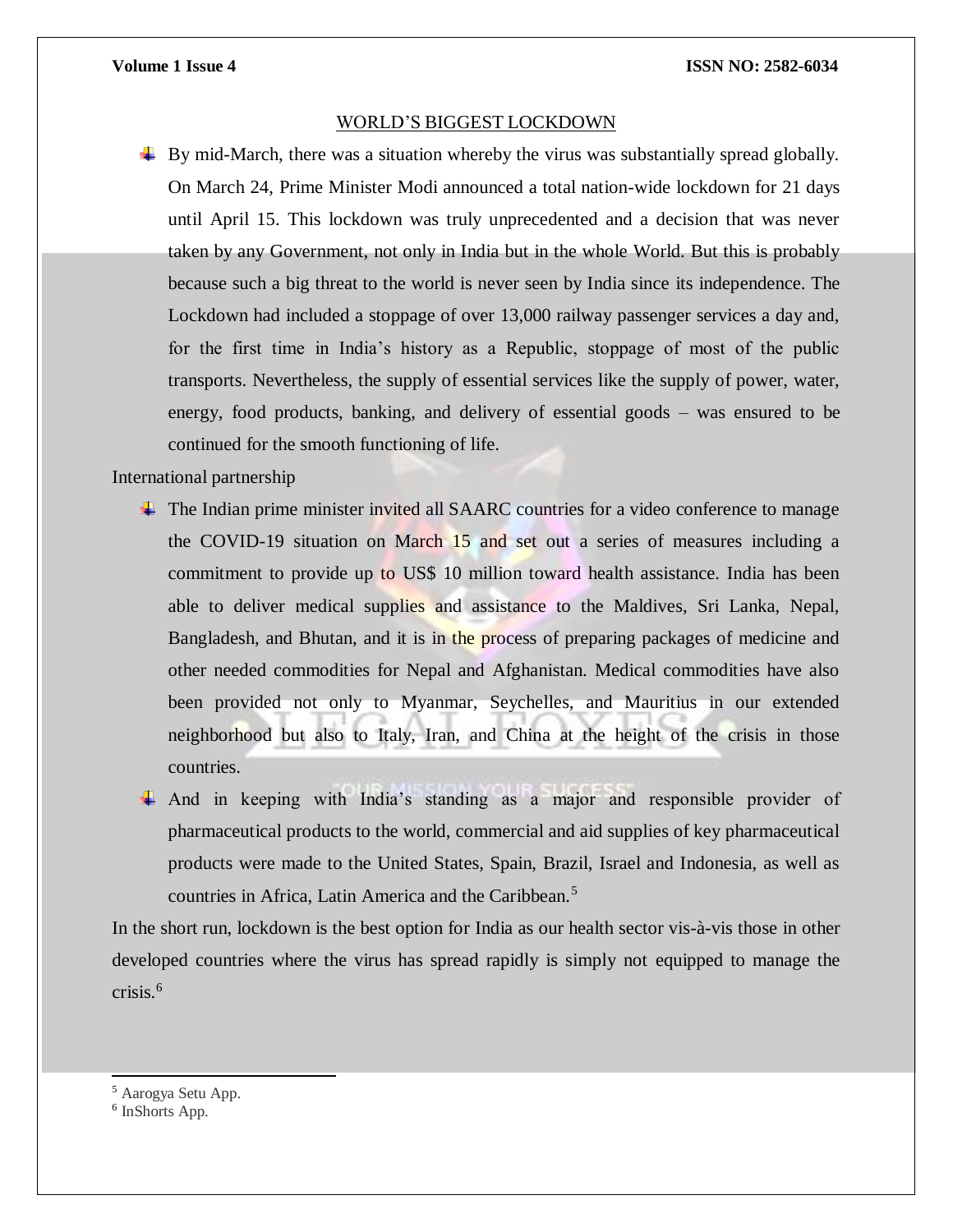## WORLD'S BIGGEST LOCKDOWN

- By mid-March, there was a situation whereby the virus was substantially spread globally. On March 24, Prime Minister Modi announced a total nation-wide lockdown for 21 days until April 15. This lockdown was truly unprecedented and a decision that was never taken by any Government, not only in India but in the whole World. But this is probably because such a big threat to the world is never seen by India since its independence. The Lockdown had included a stoppage of over 13,000 railway passenger services a day and, for the first time in India's history as a Republic, stoppage of most of the public transports. Nevertheless, the supply of essential services like the supply of power, water, energy, food products, banking, and delivery of essential goods – was ensured to be continued for the smooth functioning of life.

International partnership

- The Indian prime minister invited all SAARC countries for a video conference to manage the COVID-19 situation on March 15 and set out a series of measures including a commitment to provide up to US$ 10 million toward health assistance. India has been able to deliver medical supplies and assistance to the Maldives, Sri Lanka, Nepal, Bangladesh, and Bhutan, and it is in the process of preparing packages of medicine and other needed commodities for Nepal and Afghanistan. Medical commodities have also been provided not only to Myanmar, Seychelles, and Mauritius in our extended neighborhood but also to Italy, Iran, and China at the height of the crisis in those countries.
- And in keeping with India's standing as a major and responsible provider of pharmaceutical products to the world, commercial and aid supplies of key pharmaceutical products were made to the United States, Spain, Brazil, Israel and Indonesia, as well as countries in Africa, Latin America and the Caribbean.[5]

In the short run, lockdown is the best option for India as our health sector vis-à-vis those in other developed countries where the virus has spread rapidly is simply not equipped to manage the crisis.[6]

---

[5] Aarogya Setu App.

[6] InShorts App.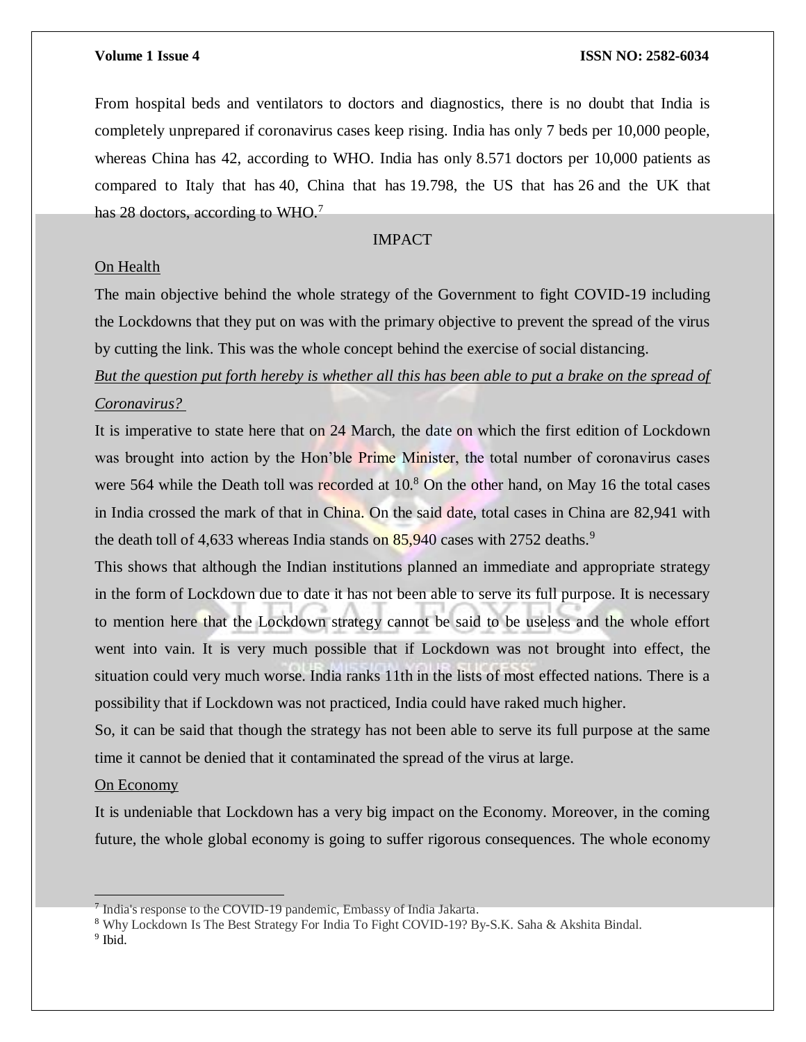From hospital beds and ventilators to doctors and diagnostics, there is no doubt that India is completely unprepared if coronavirus cases keep rising. India has only 7 beds per 10,000 people, whereas China has 42, according to WHO. India has only 8.571 doctors per 10,000 patients as compared to Italy that has 40, China that has 19.798, the US that has 26 and the UK that has 28 doctors, according to WHO.[7]

## IMPACT

On Health

The main objective behind the whole strategy of the Government to fight COVID-19 including the Lockdowns that they put on was with the primary objective to prevent the spread of the virus by cutting the link. This was the whole concept behind the exercise of social distancing.

*But the question put forth hereby is whether all this has been able to put a brake on the spread of Coronavirus?*

It is imperative to state here that on 24 March, the date on which the first edition of Lockdown was brought into action by the Hon'ble Prime Minister, the total number of coronavirus cases were 564 while the Death toll was recorded at 10.[8] On the other hand, on May 16 the total cases in India crossed the mark of that in China. On the said date, total cases in China are 82,941 with the death toll of 4,633 whereas India stands on 85,940 cases with 2752 deaths.[9]

This shows that although the Indian institutions planned an immediate and appropriate strategy in the form of Lockdown due to date it has not been able to serve its full purpose. It is necessary to mention here that the Lockdown strategy cannot be said to be useless and the whole effort went into vain. It is very much possible that if Lockdown was not brought into effect, the situation could very much worse. India ranks 11th in the lists of most effected nations. There is a possibility that if Lockdown was not practiced, India could have raked much higher.

So, it can be said that though the strategy has not been able to serve its full purpose at the same time it cannot be denied that it contaminated the spread of the virus at large.

On Economy

It is undeniable that Lockdown has a very big impact on the Economy. Moreover, in the coming future, the whole global economy is going to suffer rigorous consequences. The whole economy

---

[7] India's response to the COVID-19 pandemic, Embassy of India Jakarta.

[8] Why Lockdown Is The Best Strategy For India To Fight COVID-19? By-S.K. Saha & Akshita Bindal.

[9] Ibid.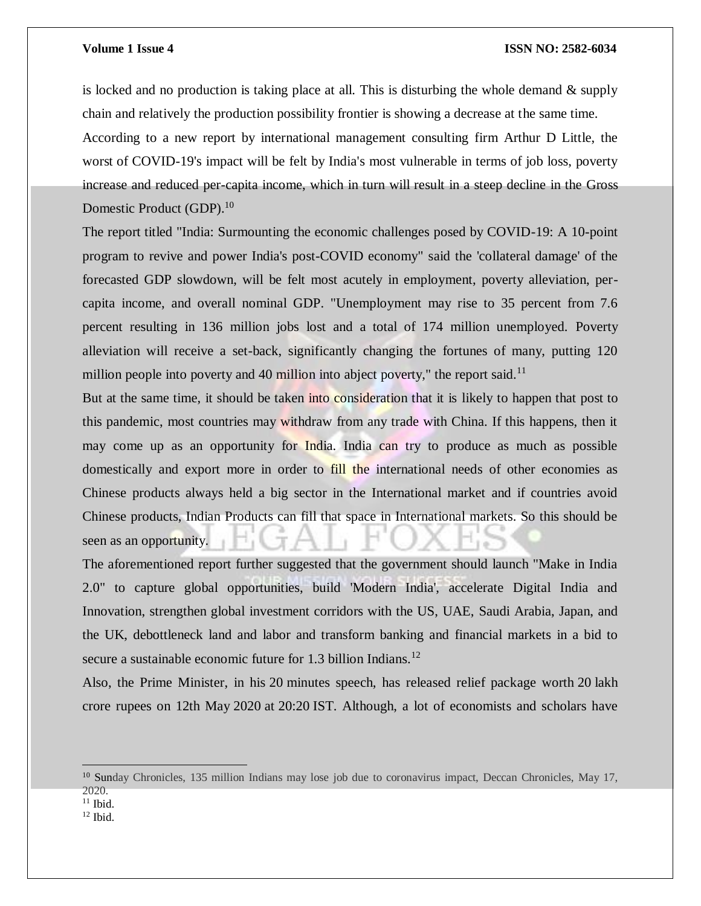is locked and no production is taking place at all. This is disturbing the whole demand & supply chain and relatively the production possibility frontier is showing a decrease at the same time.

According to a new report by international management consulting firm Arthur D Little, the worst of COVID-19's impact will be felt by India's most vulnerable in terms of job loss, poverty increase and reduced per-capita income, which in turn will result in a steep decline in the Gross Domestic Product (GDP).[10]

The report titled "India: Surmounting the economic challenges posed by COVID-19: A 10-point program to revive and power India's post-COVID economy" said the 'collateral damage' of the forecasted GDP slowdown, will be felt most acutely in employment, poverty alleviation, per-capita income, and overall nominal GDP. "Unemployment may rise to 35 percent from 7.6 percent resulting in 136 million jobs lost and a total of 174 million unemployed. Poverty alleviation will receive a set-back, significantly changing the fortunes of many, putting 120 million people into poverty and 40 million into abject poverty," the report said.[11]

But at the same time, it should be taken into consideration that it is likely to happen that post to this pandemic, most countries may withdraw from any trade with China. If this happens, then it may come up as an opportunity for India. India can try to produce as much as possible domestically and export more in order to fill the international needs of other economies as Chinese products always held a big sector in the International market and if countries avoid Chinese products, Indian Products can fill that space in International markets. So this should be seen as an opportunity.

The aforementioned report further suggested that the government should launch "Make in India 2.0" to capture global opportunities, build 'Modern India', accelerate Digital India and Innovation, strengthen global investment corridors with the US, UAE, Saudi Arabia, Japan, and the UK, debottleneck land and labor and transform banking and financial markets in a bid to secure a sustainable economic future for 1.3 billion Indians.[12]

Also, the Prime Minister, in his 20 minutes speech, has released relief package worth 20 lakh crore rupees on 12th May 2020 at 20:20 IST. Although, a lot of economists and scholars have

---

[10] Sunday Chronicles, 135 million Indians may lose job due to coronavirus impact, Deccan Chronicles, May 17, 2020.

[11] Ibid.

[12] Ibid.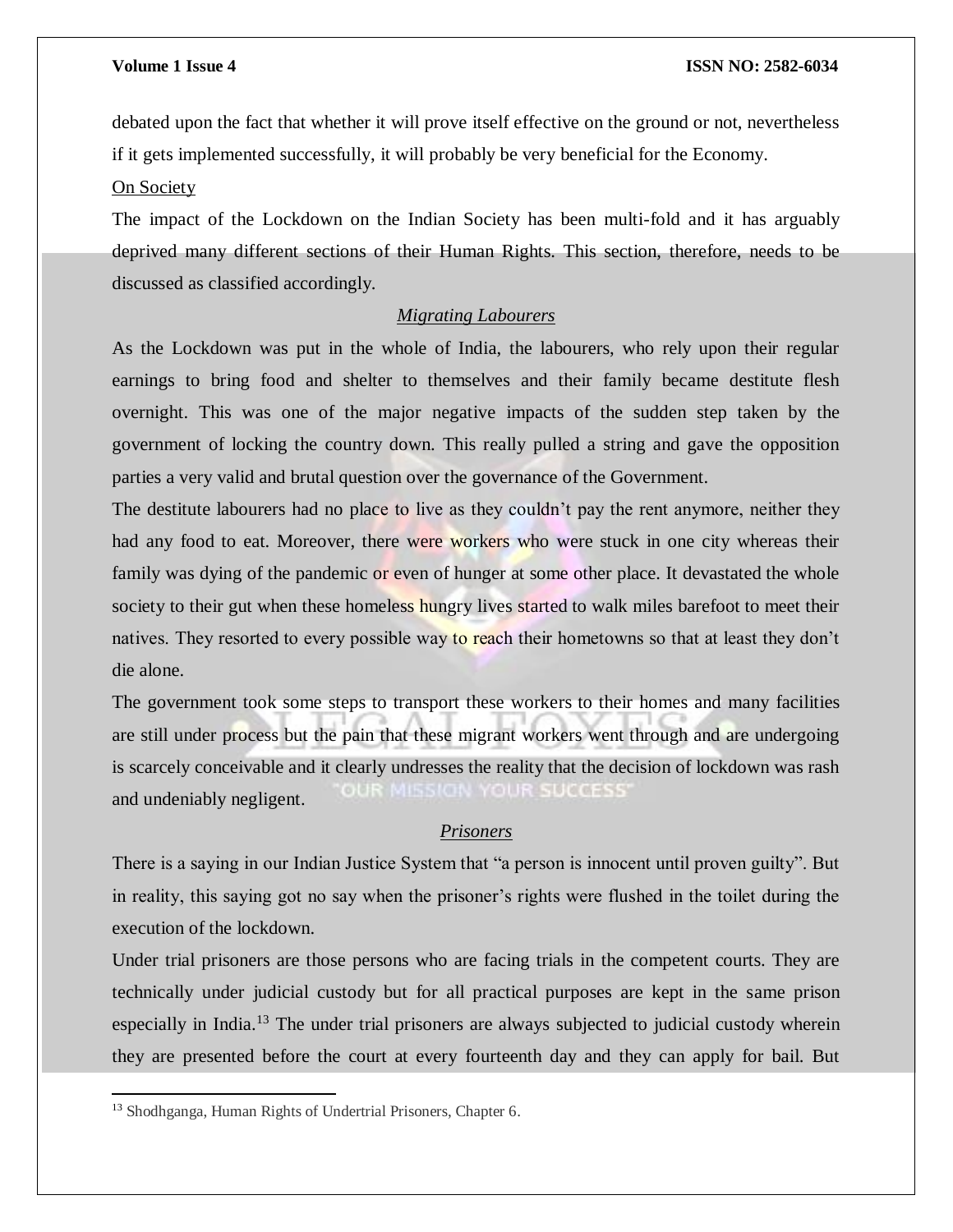debated upon the fact that whether it will prove itself effective on the ground or not, nevertheless if it gets implemented successfully, it will probably be very beneficial for the Economy.

On Society

The impact of the Lockdown on the Indian Society has been multi-fold and it has arguably deprived many different sections of their Human Rights. This section, therefore, needs to be discussed as classified accordingly.

*Migrating Labourers*

As the Lockdown was put in the whole of India, the labourers, who rely upon their regular earnings to bring food and shelter to themselves and their family became destitute flesh overnight. This was one of the major negative impacts of the sudden step taken by the government of locking the country down. This really pulled a string and gave the opposition parties a very valid and brutal question over the governance of the Government.

The destitute labourers had no place to live as they couldn't pay the rent anymore, neither they had any food to eat. Moreover, there were workers who were stuck in one city whereas their family was dying of the pandemic or even of hunger at some other place. It devastated the whole society to their gut when these homeless hungry lives started to walk miles barefoot to meet their natives. They resorted to every possible way to reach their hometowns so that at least they don't die alone.

The government took some steps to transport these workers to their homes and many facilities are still under process but the pain that these migrant workers went through and are undergoing is scarcely conceivable and it clearly undresses the reality that the decision of lockdown was rash and undeniably negligent.

*Prisoners*

There is a saying in our Indian Justice System that "a person is innocent until proven guilty". But in reality, this saying got no say when the prisoner's rights were flushed in the toilet during the execution of the lockdown.

Under trial prisoners are those persons who are facing trials in the competent courts. They are technically under judicial custody but for all practical purposes are kept in the same prison especially in India.[13] The under trial prisoners are always subjected to judicial custody wherein they are presented before the court at every fourteenth day and they can apply for bail. But

[13] Shodhganga, Human Rights of Undertrial Prisoners, Chapter 6.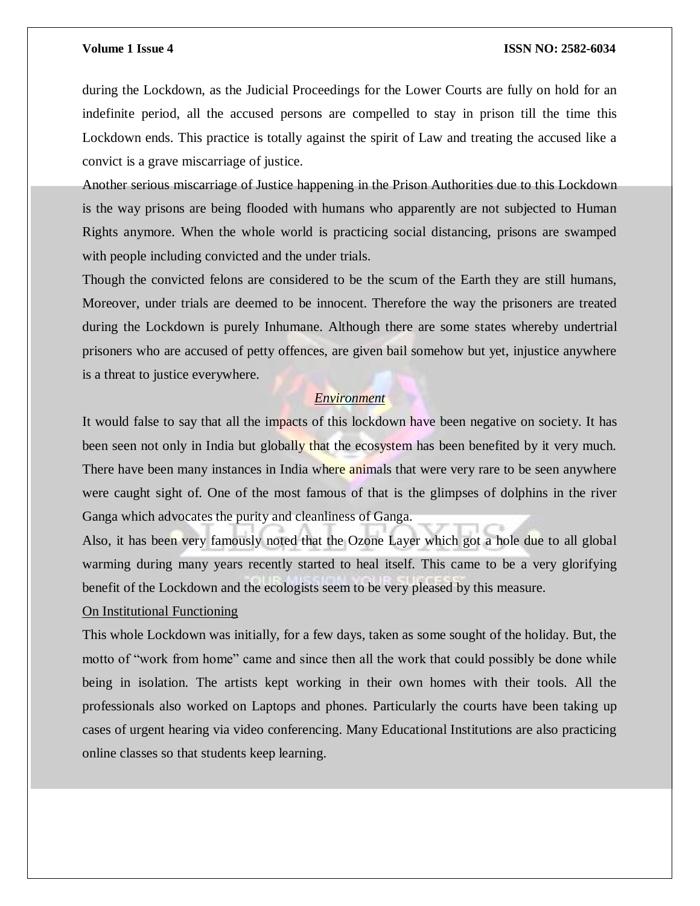during the Lockdown, as the Judicial Proceedings for the Lower Courts are fully on hold for an indefinite period, all the accused persons are compelled to stay in prison till the time this Lockdown ends. This practice is totally against the spirit of Law and treating the accused like a convict is a grave miscarriage of justice.

Another serious miscarriage of Justice happening in the Prison Authorities due to this Lockdown is the way prisons are being flooded with humans who apparently are not subjected to Human Rights anymore. When the whole world is practicing social distancing, prisons are swamped with people including convicted and the under trials.

Though the convicted felons are considered to be the scum of the Earth they are still humans, Moreover, under trials are deemed to be innocent. Therefore the way the prisoners are treated during the Lockdown is purely Inhumane. Although there are some states whereby undertrial prisoners who are accused of petty offences, are given bail somehow but yet, injustice anywhere is a threat to justice everywhere.

### *Environment*

It would false to say that all the impacts of this lockdown have been negative on society. It has been seen not only in India but globally that the ecosystem has been benefited by it very much. There have been many instances in India where animals that were very rare to be seen anywhere were caught sight of. One of the most famous of that is the glimpses of dolphins in the river Ganga which advocates the purity and cleanliness of Ganga.

Also, it has been very famously noted that the Ozone Layer which got a hole due to all global warming during many years recently started to heal itself. This came to be a very glorifying benefit of the Lockdown and the ecologists seem to be very pleased by this measure.

### On Institutional Functioning

This whole Lockdown was initially, for a few days, taken as some sought of the holiday. But, the motto of "work from home" came and since then all the work that could possibly be done while being in isolation. The artists kept working in their own homes with their tools. All the professionals also worked on Laptops and phones. Particularly the courts have been taking up cases of urgent hearing via video conferencing. Many Educational Institutions are also practicing online classes so that students keep learning.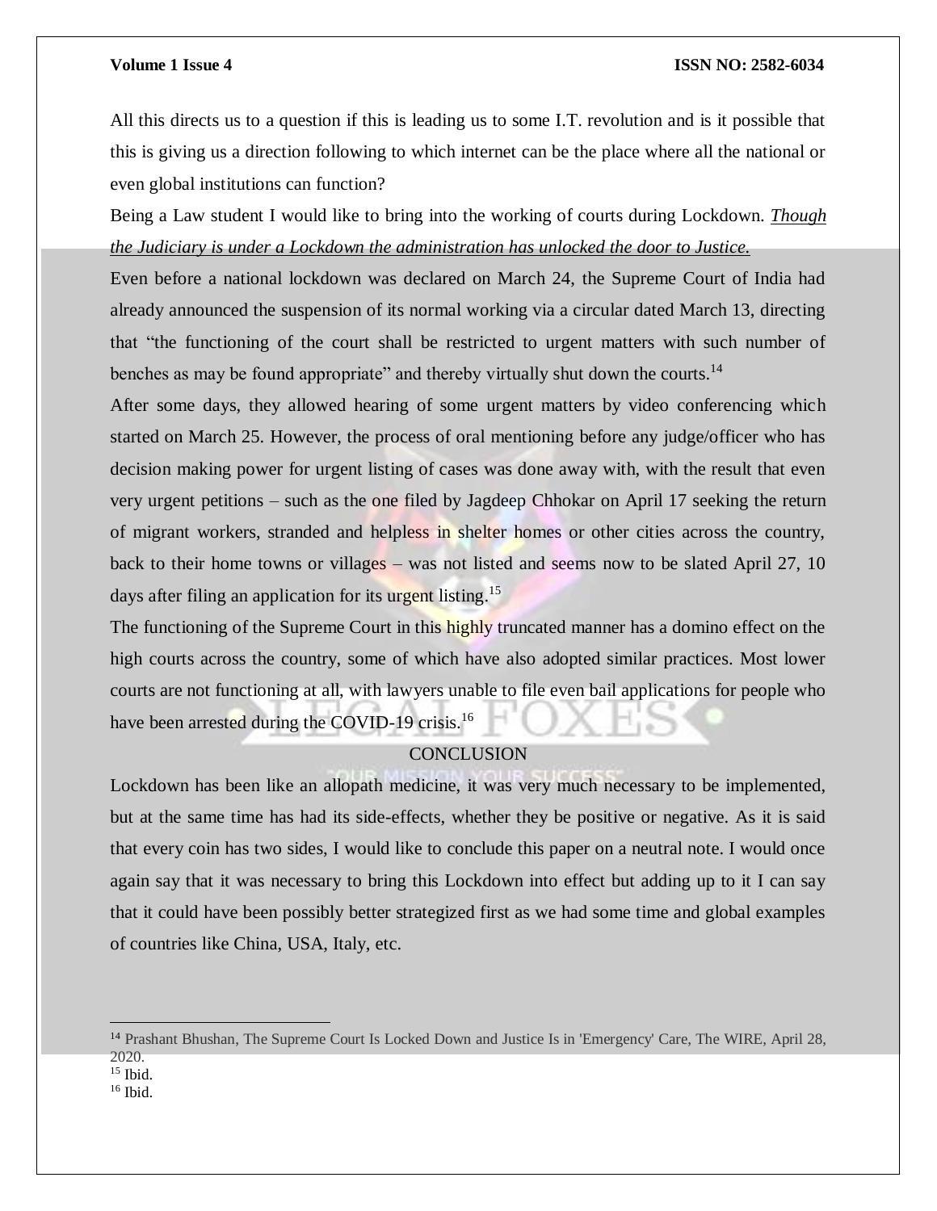All this directs us to a question if this is leading us to some I.T. revolution and is it possible that this is giving us a direction following to which internet can be the place where all the national or even global institutions can function?

Being a Law student I would like to bring into the working of courts during Lockdown. *Though the Judiciary is under a Lockdown the administration has unlocked the door to Justice.*

Even before a national lockdown was declared on March 24, the Supreme Court of India had already announced the suspension of its normal working via a circular dated March 13, directing that "the functioning of the court shall be restricted to urgent matters with such number of benches as may be found appropriate" and thereby virtually shut down the courts.[14]

After some days, they allowed hearing of some urgent matters by video conferencing which started on March 25. However, the process of oral mentioning before any judge/officer who has decision making power for urgent listing of cases was done away with, with the result that even very urgent petitions – such as the one filed by Jagdeep Chhokar on April 17 seeking the return of migrant workers, stranded and helpless in shelter homes or other cities across the country, back to their home towns or villages – was not listed and seems now to be slated April 27, 10 days after filing an application for its urgent listing.[15]

The functioning of the Supreme Court in this highly truncated manner has a domino effect on the high courts across the country, some of which have also adopted similar practices. Most lower courts are not functioning at all, with lawyers unable to file even bail applications for people who have been arrested during the COVID-19 crisis.[16]

## CONCLUSION

Lockdown has been like an allopath medicine, it was very much necessary to be implemented, but at the same time has had its side-effects, whether they be positive or negative. As it is said that every coin has two sides, I would like to conclude this paper on a neutral note. I would once again say that it was necessary to bring this Lockdown into effect but adding up to it I can say that it could have been possibly better strategized first as we had some time and global examples of countries like China, USA, Italy, etc.

---

[14] Prashant Bhushan, The Supreme Court Is Locked Down and Justice Is in 'Emergency' Care, The WIRE, April 28, 2020.

[15] Ibid.

[16] Ibid.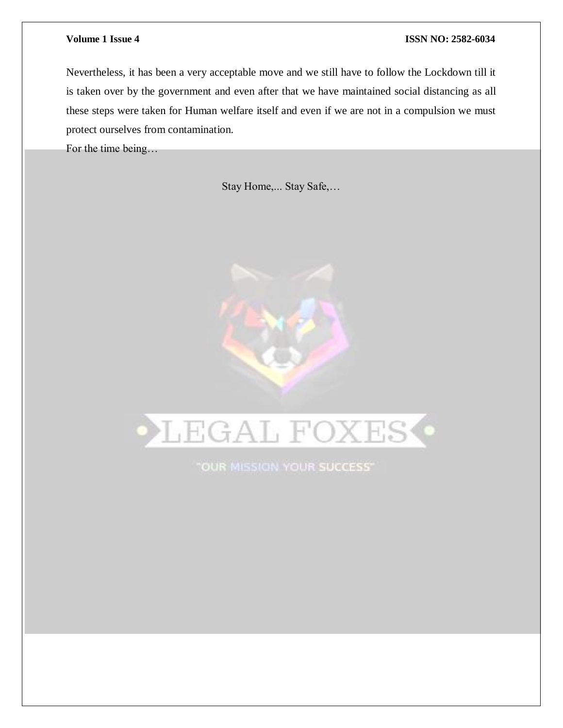Nevertheless, it has been a very acceptable move and we still have to follow the Lockdown till it is taken over by the government and even after that we have maintained social distancing as all these steps were taken for Human welfare itself and even if we are not in a compulsion we must protect ourselves from contamination.

For the time being…

Stay Home,... Stay Safe,…